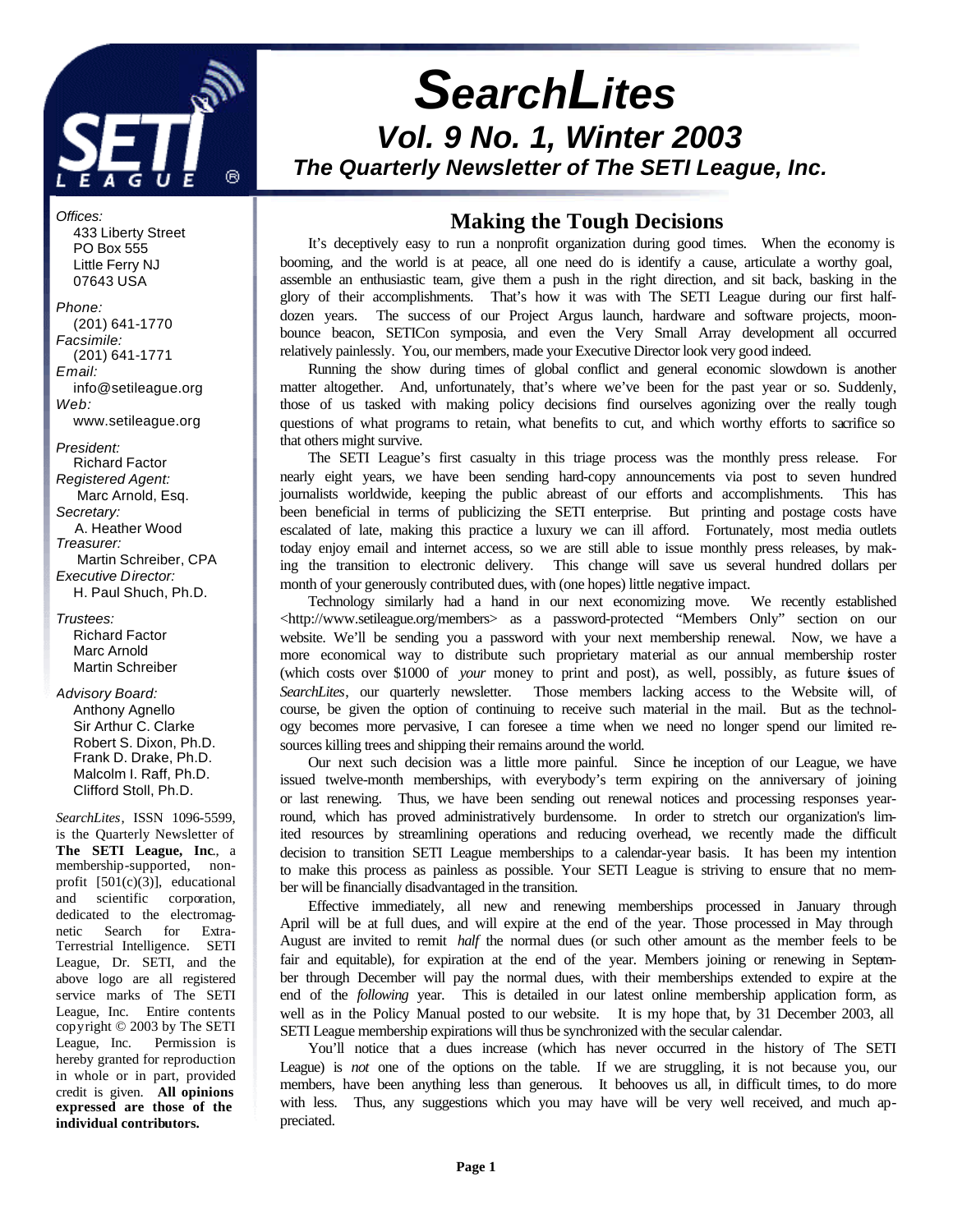# *SearchLites*

## *Vol. 9 No. 1, Winter 2003*

### *The Quarterly Newsletter of The SETI League, Inc.*

*Offices:*
433 Liberty Street
PO Box 555
Little Ferry NJ
07643 USA

*Phone:*
(201) 641-1770
*Facsimile:*
(201) 641-1771
*Email:*
info@setileague.org
*Web:*
www.setileague.org

*President:*
Richard Factor
*Registered Agent:*
Marc Arnold, Esq.
*Secretary:*
A. Heather Wood
*Treasurer:*
Martin Schreiber, CPA
*Executive Director:*
H. Paul Shuch, Ph.D.

*Trustees:*
Richard Factor
Marc Arnold
Martin Schreiber

*Advisory Board:*
Anthony Agnello
Sir Arthur C. Clarke
Robert S. Dixon, Ph.D.
Frank D. Drake, Ph.D.
Malcolm I. Raff, Ph.D.
Clifford Stoll, Ph.D.

*SearchLites*, ISSN 1096-5599, is the Quarterly Newsletter of **The SETI League, Inc**., a membership-supported, nonprofit [501(c)(3)], educational and scientific corporation, dedicated to the electromagnetic Search for Extra-Terrestrial Intelligence. SETI League, Dr. SETI, and the above logo are all registered service marks of The SETI League, Inc. Entire contents copyright © 2003 by The SETI League, Inc. Permission is hereby granted for reproduction in whole or in part, provided credit is given. **All opinions expressed are those of the individual contributors.**

## Making the Tough Decisions

It's deceptively easy to run a nonprofit organization during good times. When the economy is booming, and the world is at peace, all one need do is identify a cause, articulate a worthy goal, assemble an enthusiastic team, give them a push in the right direction, and sit back, basking in the glory of their accomplishments. That's how it was with The SETI League during our first half-dozen years. The success of our Project Argus launch, hardware and software projects, moonbounce beacon, SETICon symposia, and even the Very Small Array development all occurred relatively painlessly. You, our members, made your Executive Director look very good indeed.

Running the show during times of global conflict and general economic slowdown is another matter altogether. And, unfortunately, that's where we've been for the past year or so. Suddenly, those of us tasked with making policy decisions find ourselves agonizing over the really tough questions of what programs to retain, what benefits to cut, and which worthy efforts to sacrifice so that others might survive.

The SETI League's first casualty in this triage process was the monthly press release. For nearly eight years, we have been sending hard-copy announcements via post to seven hundred journalists worldwide, keeping the public abreast of our efforts and accomplishments. This has been beneficial in terms of publicizing the SETI enterprise. But printing and postage costs have escalated of late, making this practice a luxury we can ill afford. Fortunately, most media outlets today enjoy email and internet access, so we are still able to issue monthly press releases, by making the transition to electronic delivery. This change will save us several hundred dollars per month of your generously contributed dues, with (one hopes) little negative impact.

Technology similarly had a hand in our next economizing move. We recently established <http://www.setileague.org/members> as a password-protected "Members Only" section on our website. We'll be sending you a password with your next membership renewal. Now, we have a more economical way to distribute such proprietary material as our annual membership roster (which costs over $1000 of *your* money to print and post), as well, possibly, as future issues of *SearchLites*, our quarterly newsletter. Those members lacking access to the Website will, of course, be given the option of continuing to receive such material in the mail. But as the technology becomes more pervasive, I can foresee a time when we need no longer spend our limited resources killing trees and shipping their remains around the world.

Our next such decision was a little more painful. Since the inception of our League, we have issued twelve-month memberships, with everybody's term expiring on the anniversary of joining or last renewing. Thus, we have been sending out renewal notices and processing responses year-round, which has proved administratively burdensome. In order to stretch our organization's limited resources by streamlining operations and reducing overhead, we recently made the difficult decision to transition SETI League memberships to a calendar-year basis. It has been my intention to make this process as painless as possible. Your SETI League is striving to ensure that no member will be financially disadvantaged in the transition.

Effective immediately, all new and renewing memberships processed in January through April will be at full dues, and will expire at the end of the year. Those processed in May through August are invited to remit *half* the normal dues (or such other amount as the member feels to be fair and equitable), for expiration at the end of the year. Members joining or renewing in September through December will pay the normal dues, with their memberships extended to expire at the end of the *following* year. This is detailed in our latest online membership application form, as well as in the Policy Manual posted to our website. It is my hope that, by 31 December 2003, all SETI League membership expirations will thus be synchronized with the secular calendar.

You'll notice that a dues increase (which has never occurred in the history of The SETI League) is *not* one of the options on the table. If we are struggling, it is not because you, our members, have been anything less than generous. It behooves us all, in difficult times, to do more with less. Thus, any suggestions which you may have will be very well received, and much appreciated.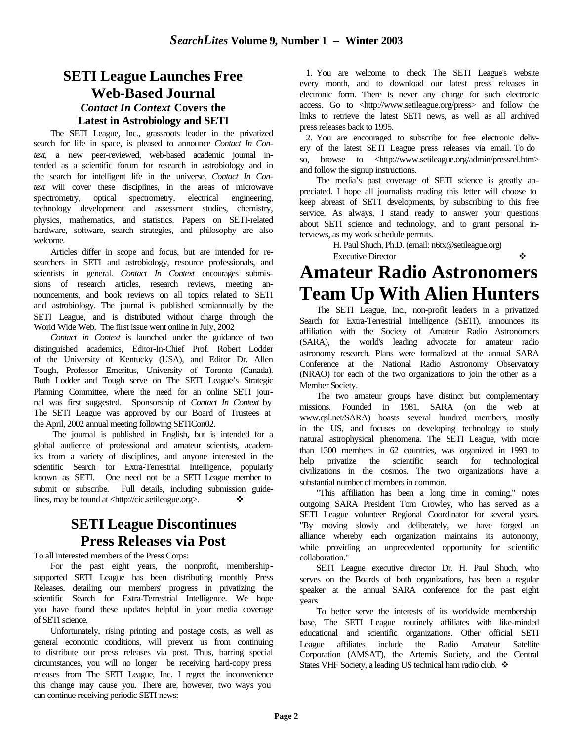## SETI League Launches Free Web-Based Journal

### *Contact In Context* Covers the Latest in Astrobiology and SETI

The SETI League, Inc., grassroots leader in the privatized search for life in space, is pleased to announce *Contact In Context*, a new peer-reviewed, web-based academic journal intended as a scientific forum for research in astrobiology and in the search for intelligent life in the universe. *Contact In Context* will cover these disciplines, in the areas of microwave spectrometry, optical spectrometry, electrical engineering, technology development and assessment studies, chemistry, physics, mathematics, and statistics. Papers on SETI-related hardware, software, search strategies, and philosophy are also welcome.

Articles differ in scope and focus, but are intended for researchers in SETI and astrobiology, resource professionals, and scientists in general. *Contact In Context* encourages submissions of research articles, research reviews, meeting announcements, and book reviews on all topics related to SETI and astrobiology. The journal is published semiannually by the SETI League, and is distributed without charge through the World Wide Web. The first issue went online in July, 2002

*Contact in Context* is launched under the guidance of two distinguished academics, Editor-In-Chief Prof. Robert Lodder of the University of Kentucky (USA), and Editor Dr. Allen Tough, Professor Emeritus, University of Toronto (Canada). Both Lodder and Tough serve on The SETI League's Strategic Planning Committee, where the need for an online SETI journal was first suggested. Sponsorship of *Contact In Context* by The SETI League was approved by our Board of Trustees at the April, 2002 annual meeting following SETICon02.

The journal is published in English, but is intended for a global audience of professional and amateur scientists, academics from a variety of disciplines, and anyone interested in the scientific Search for Extra-Terrestrial Intelligence, popularly known as SETI. One need not be a SETI League member to submit or subscribe. Full details, including submission guidelines, may be found at <http://cic.setileague.org>. ❖

## SETI League Discontinues Press Releases via Post

To all interested members of the Press Corps:

For the past eight years, the nonprofit, membership-supported SETI League has been distributing monthly Press Releases, detailing our members' progress in privatizing the scientific Search for Extra-Terrestrial Intelligence. We hope you have found these updates helpful in your media coverage of SETI science.

Unfortunately, rising printing and postage costs, as well as general economic conditions, will prevent us from continuing to distribute our press releases via post. Thus, barring special circumstances, you will no longer be receiving hard-copy press releases from The SETI League, Inc. I regret the inconvenience this change may cause you. There are, however, two ways you can continue receiving periodic SETI news:

1. You are welcome to check The SETI League's website every month, and to download our latest press releases in electronic form. There is never any charge for such electronic access. Go to <http://www.setileague.org/press> and follow the links to retrieve the latest SETI news, as well as all archived press releases back to 1995.
2. You are encouraged to subscribe for free electronic delivery of the latest SETI League press releases via email. To do so, browse to <http://www.setileague.org/admin/pressrel.htm> and follow the signup instructions.

The media's past coverage of SETI science is greatly appreciated. I hope all journalists reading this letter will choose to keep abreast of SETI developments, by subscribing to this free service. As always, I stand ready to answer your questions about SETI science and technology, and to grant personal interviews, as my work schedule permits.

H. Paul Shuch, Ph.D. (email: n6tx@setileague.org)
Executive Director ❖

# Amateur Radio Astronomers Team Up With Alien Hunters

The SETI League, Inc., non-profit leaders in a privatized Search for Extra-Terrestrial Intelligence (SETI), announces its affiliation with the Society of Amateur Radio Astronomers (SARA), the world's leading advocate for amateur radio astronomy research. Plans were formalized at the annual SARA Conference at the National Radio Astronomy Observatory (NRAO) for each of the two organizations to join the other as a Member Society.

The two amateur groups have distinct but complementary missions. Founded in 1981, SARA (on the web at www.qsl.net/SARA) boasts several hundred members, mostly in the US, and focuses on developing technology to study natural astrophysical phenomena. The SETI League, with more than 1300 members in 62 countries, was organized in 1993 to help privatize the scientific search for technological civilizations in the cosmos. The two organizations have a substantial number of members in common.

"This affiliation has been a long time in coming," notes outgoing SARA President Tom Crowley, who has served as a SETI League volunteer Regional Coordinator for several years. "By moving slowly and deliberately, we have forged an alliance whereby each organization maintains its autonomy, while providing an unprecedented opportunity for scientific collaboration."

SETI League executive director Dr. H. Paul Shuch, who serves on the Boards of both organizations, has been a regular speaker at the annual SARA conference for the past eight years.

To better serve the interests of its worldwide membership base, The SETI League routinely affiliates with like-minded educational and scientific organizations. Other official SETI League affiliates include the Radio Amateur Satellite Corporation (AMSAT), the Artemis Society, and the Central States VHF Society, a leading US technical ham radio club. ❖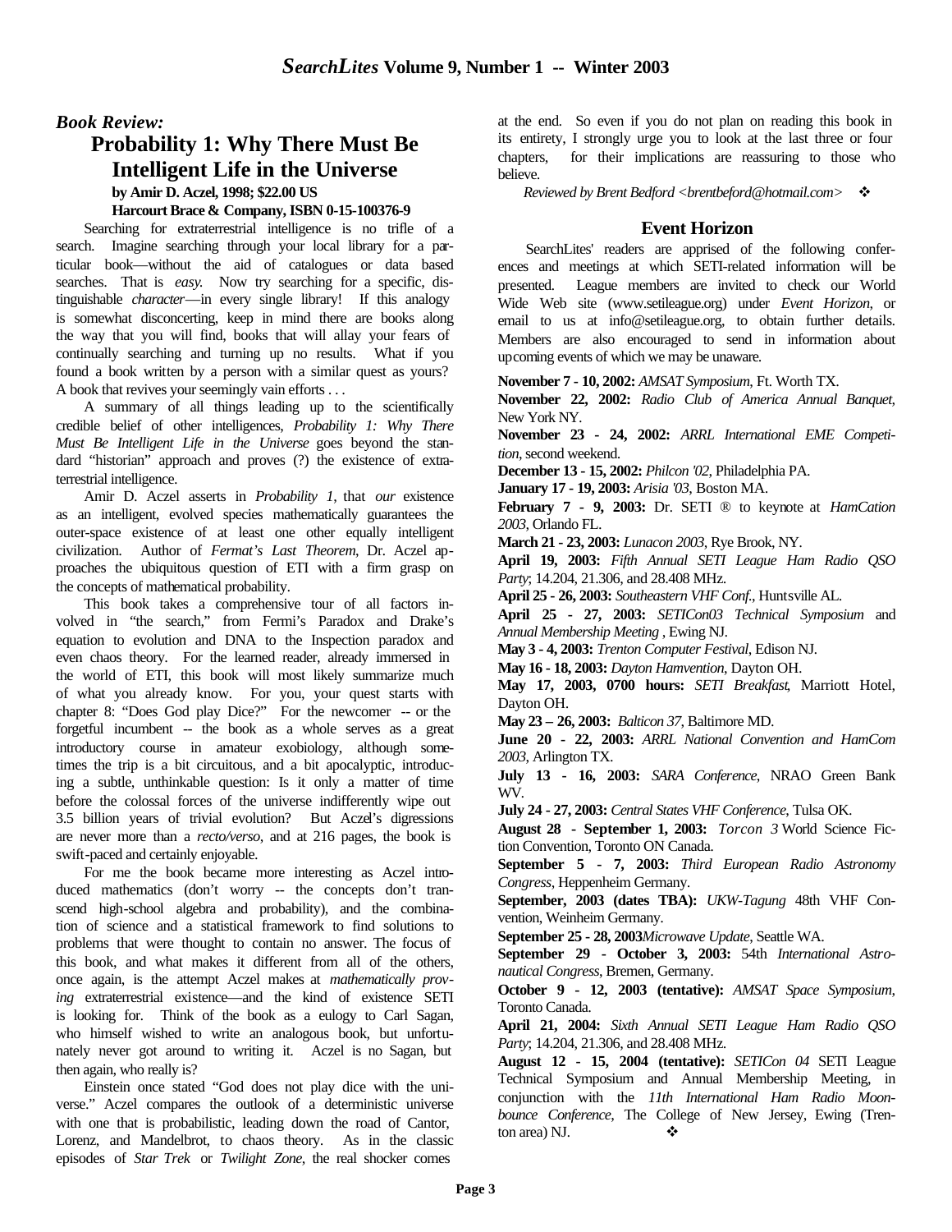## *Book Review:*

### Probability 1: Why There Must Be Intelligent Life in the Universe

**by Amir D. Aczel, 1998; $22.00 US**
**Harcourt Brace & Company, ISBN 0-15-100376-9**

Searching for extraterrestrial intelligence is no trifle of a search. Imagine searching through your local library for a particular book—without the aid of catalogues or data based searches. That is *easy.* Now try searching for a specific, distinguishable *character*—in every single library! If this analogy is somewhat disconcerting, keep in mind there are books along the way that you will find, books that will allay your fears of continually searching and turning up no results. What if you found a book written by a person with a similar quest as yours? A book that revives your seemingly vain efforts . . .

A summary of all things leading up to the scientifically credible belief of other intelligences, *Probability 1: Why There Must Be Intelligent Life in the Universe* goes beyond the standard "historian" approach and proves (?) the existence of extraterrestrial intelligence.

Amir D. Aczel asserts in *Probability 1*, that *our* existence as an intelligent, evolved species mathematically guarantees the outer-space existence of at least one other equally intelligent civilization. Author of *Fermat's Last Theorem*, Dr. Aczel approaches the ubiquitous question of ETI with a firm grasp on the concepts of mathematical probability.

This book takes a comprehensive tour of all factors involved in "the search," from Fermi's Paradox and Drake's equation to evolution and DNA to the Inspection paradox and even chaos theory. For the learned reader, already immersed in the world of ETI, this book will most likely summarize much of what you already know. For you, your quest starts with chapter 8: "Does God play Dice?" For the newcomer -- or the forgetful incumbent -- the book as a whole serves as a great introductory course in amateur exobiology, although sometimes the trip is a bit circuitous, and a bit apocalyptic, introducing a subtle, unthinkable question: Is it only a matter of time before the colossal forces of the universe indifferently wipe out 3.5 billion years of trivial evolution? But Aczel's digressions are never more than a *recto/verso*, and at 216 pages, the book is swift-paced and certainly enjoyable.

For me the book became more interesting as Aczel introduced mathematics (don't worry -- the concepts don't transcend high-school algebra and probability), and the combination of science and a statistical framework to find solutions to problems that were thought to contain no answer. The focus of this book, and what makes it different from all of the others, once again, is the attempt Aczel makes at *mathematically proving* extraterrestrial existence—and the kind of existence SETI is looking for. Think of the book as a eulogy to Carl Sagan, who himself wished to write an analogous book, but unfortunately never got around to writing it. Aczel is no Sagan, but then again, who really is?

Einstein once stated "God does not play dice with the universe." Aczel compares the outlook of a deterministic universe with one that is probabilistic, leading down the road of Cantor, Lorenz, and Mandelbrot, to chaos theory. As in the classic episodes of *Star Trek* or *Twilight Zone*, the real shocker comes at the end. So even if you do not plan on reading this book in its entirety, I strongly urge you to look at the last three or four chapters, for their implications are reassuring to those who believe.

*Reviewed by Brent Bedford <brentbeford@hotmail.com>* ❖

## Event Horizon

SearchLites' readers are apprised of the following conferences and meetings at which SETI-related information will be presented. League members are invited to check our World Wide Web site (www.setileague.org) under *Event Horizon*, or email to us at info@setileague.org, to obtain further details. Members are also encouraged to send in information about upcoming events of which we may be unaware.

**November 7 - 10, 2002:** *AMSAT Symposium*, Ft. Worth TX.

**November 22, 2002:** *Radio Club of America Annual Banquet*, New York NY.

**November 23 - 24, 2002:** *ARRL International EME Competition*, second weekend.

**December 13 - 15, 2002:** *Philcon '02*, Philadelphia PA.

**January 17 - 19, 2003:** *Arisia '03*, Boston MA.

**February 7 - 9, 2003:** Dr. SETI ® to keynote at *HamCation 2003*, Orlando FL.

**March 21 - 23, 2003:** *Lunacon 2003*, Rye Brook, NY.

**April 19, 2003:** *Fifth Annual SETI League Ham Radio QSO Party*; 14.204, 21.306, and 28.408 MHz.

**April 25 - 26, 2003:** *Southeastern VHF Conf.*, Huntsville AL.

**April 25 - 27, 2003:** *SETICon03 Technical Symposium* and *Annual Membership Meeting* , Ewing NJ.

**May 3 - 4, 2003:** *Trenton Computer Festival*, Edison NJ.

**May 16 - 18, 2003:** *Dayton Hamvention*, Dayton OH.

**May 17, 2003, 0700 hours:** *SETI Breakfast*, Marriott Hotel, Dayton OH.

**May 23 – 26, 2003:** *Balticon 37*, Baltimore MD.

**June 20 - 22, 2003:** *ARRL National Convention and HamCom 2003*, Arlington TX.

**July 13 - 16, 2003:** *SARA Conference*, NRAO Green Bank WV.

**July 24 - 27, 2003:** *Central States VHF Conference*, Tulsa OK.

**August 28 - September 1, 2003:** *Torcon 3* World Science Fiction Convention, Toronto ON Canada.

**September 5 - 7, 2003:** *Third European Radio Astronomy Congress*, Heppenheim Germany.

**September, 2003 (dates TBA):** *UKW-Tagung* 48th VHF Convention, Weinheim Germany.

**September 25 - 28, 2003** *Microwave Update*, Seattle WA.

**September 29 - October 3, 2003:** 54th *International Astronautical Congress*, Bremen, Germany.

**October 9 - 12, 2003 (tentative):** *AMSAT Space Symposium*, Toronto Canada.

**April 21, 2004:** *Sixth Annual SETI League Ham Radio QSO Party*; 14.204, 21.306, and 28.408 MHz.

**August 12 - 15, 2004 (tentative):** *SETICon 04* SETI League Technical Symposium and Annual Membership Meeting, in conjunction with the *11th International Ham Radio Moonbounce Conference*, The College of New Jersey, Ewing (Trenton area) NJ. ❖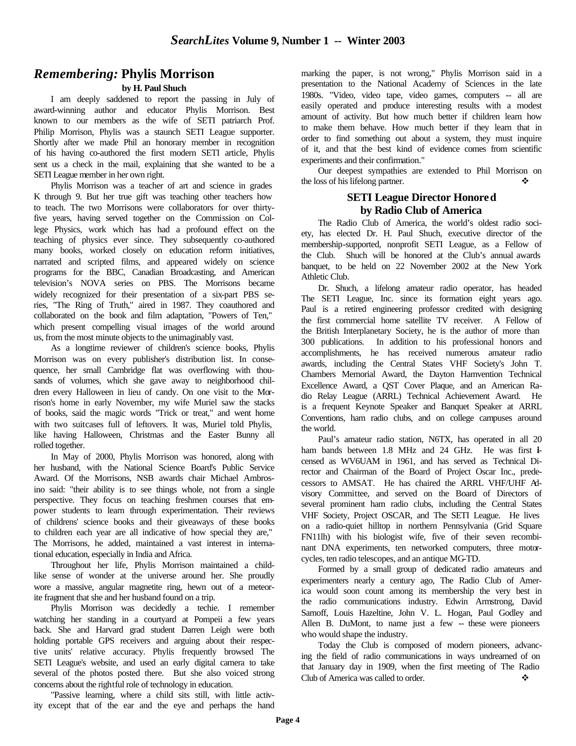## *Remembering:* Phylis Morrison

**by H. Paul Shuch**

I am deeply saddened to report the passing in July of award-winning author and educator Phylis Morrison. Best known to our members as the wife of SETI patriarch Prof. Philip Morrison, Phylis was a staunch SETI League supporter. Shortly after we made Phil an honorary member in recognition of his having co-authored the first modern SETI article, Phylis sent us a check in the mail, explaining that she wanted to be a SETI League member in her own right.

Phylis Morrison was a teacher of art and science in grades K through 9. But her true gift was teaching other teachers how to teach. The two Morrisons were collaborators for over thirty-five years, having served together on the Commission on College Physics, work which has had a profound effect on the teaching of physics ever since. They subsequently co-authored many books, worked closely on education reform initiatives, narrated and scripted films, and appeared widely on science programs for the BBC, Canadian Broadcasting, and American television's NOVA series on PBS. The Morrisons became widely recognized for their presentation of a six-part PBS series, "The Ring of Truth," aired in 1987. They coauthored and collaborated on the book and film adaptation, "Powers of Ten," which present compelling visual images of the world around us, from the most minute objects to the unimaginably vast.

As a longtime reviewer of children's science books, Phylis Morrison was on every publisher's distribution list. In consequence, her small Cambridge flat was overflowing with thousands of volumes, which she gave away to neighborhood children every Halloween in lieu of candy. On one visit to the Morrison's home in early November, my wife Muriel saw the stacks of books, said the magic words "Trick or treat," and went home with two suitcases full of leftovers. It was, Muriel told Phylis, like having Halloween, Christmas and the Easter Bunny all rolled together.

In May of 2000, Phylis Morrison was honored, along with her husband, with the National Science Board's Public Service Award. Of the Morrisons, NSB awards chair Michael Ambrosino said: "their ability is to see things whole, not from a single perspective. They focus on teaching freshmen courses that empower students to learn through experimentation. Their reviews of childrens' science books and their giveaways of these books to children each year are all indicative of how special they are," The Morrisons, he added, maintained a vast interest in international education, especially in India and Africa.

Throughout her life, Phylis Morrison maintained a childlike sense of wonder at the universe around her. She proudly wore a massive, angular magnetite ring, hewn out of a meteorite fragment that she and her husband found on a trip.

Phylis Morrison was decidedly a techie. I remember watching her standing in a courtyard at Pompeii a few years back. She and Harvard grad student Darren Leigh were both holding portable GPS receivers and arguing about their respective units' relative accuracy. Phylis frequently browsed The SETI League's website, and used an early digital camera to take several of the photos posted there. But she also voiced strong concerns about the rightful role of technology in education.

"Passive learning, where a child sits still, with little activity except that of the ear and the eye and perhaps the hand marking the paper, is not wrong," Phylis Morrison said in a presentation to the National Academy of Sciences in the late 1980s. "Video, video tape, video games, computers -- all are easily operated and produce interesting results with a modest amount of activity. But how much better if children learn how to make them behave. How much better if they learn that in order to find something out about a system, they must inquire of it, and that the best kind of evidence comes from scientific experiments and their confirmation."

Our deepest sympathies are extended to Phil Morrison on the loss of his lifelong partner. ❖

## SETI League Director Honored by Radio Club of America

The Radio Club of America, the world's oldest radio society, has elected Dr. H. Paul Shuch, executive director of the membership-supported, nonprofit SETI League, as a Fellow of the Club. Shuch will be honored at the Club's annual awards banquet, to be held on 22 November 2002 at the New York Athletic Club.

Dr. Shuch, a lifelong amateur radio operator, has headed The SETI League, Inc. since its formation eight years ago. Paul is a retired engineering professor credited with designing the first commercial home satellite TV receiver. A Fellow of the British Interplanetary Society, he is the author of more than 300 publications. In addition to his professional honors and accomplishments, he has received numerous amateur radio awards, including the Central States VHF Society's John T. Chambers Memorial Award, the Dayton Hamvention Technical Excellence Award, a QST Cover Plaque, and an American Radio Relay League (ARRL) Technical Achievement Award. He is a frequent Keynote Speaker and Banquet Speaker at ARRL Conventions, ham radio clubs, and on college campuses around the world.

Paul's amateur radio station, N6TX, has operated in all 20 ham bands between 1.8 MHz and 24 GHz. He was first licensed as WV6UAM in 1961, and has served as Technical Director and Chairman of the Board of Project Oscar Inc., predecessors to AMSAT. He has chaired the ARRL VHF/UHF Advisory Committee, and served on the Board of Directors of several prominent ham radio clubs, including the Central States VHF Society, Project OSCAR, and The SETI League. He lives on a radio-quiet hilltop in northern Pennsylvania (Grid Square FN11lh) with his biologist wife, five of their seven recombinant DNA experiments, ten networked computers, three motorcycles, ten radio telescopes, and an antique MG-TD.

Formed by a small group of dedicated radio amateurs and experimenters nearly a century ago, The Radio Club of America would soon count among its membership the very best in the radio communications industry. Edwin Armstrong, David Sarnoff, Louis Hazeltine, John V. L. Hogan, Paul Godley and Allen B. DuMont, to name just a few -- these were pioneers who would shape the industry.

Today the Club is composed of modern pioneers, advancing the field of radio communications in ways undreamed of on that January day in 1909, when the first meeting of The Radio Club of America was called to order. ❖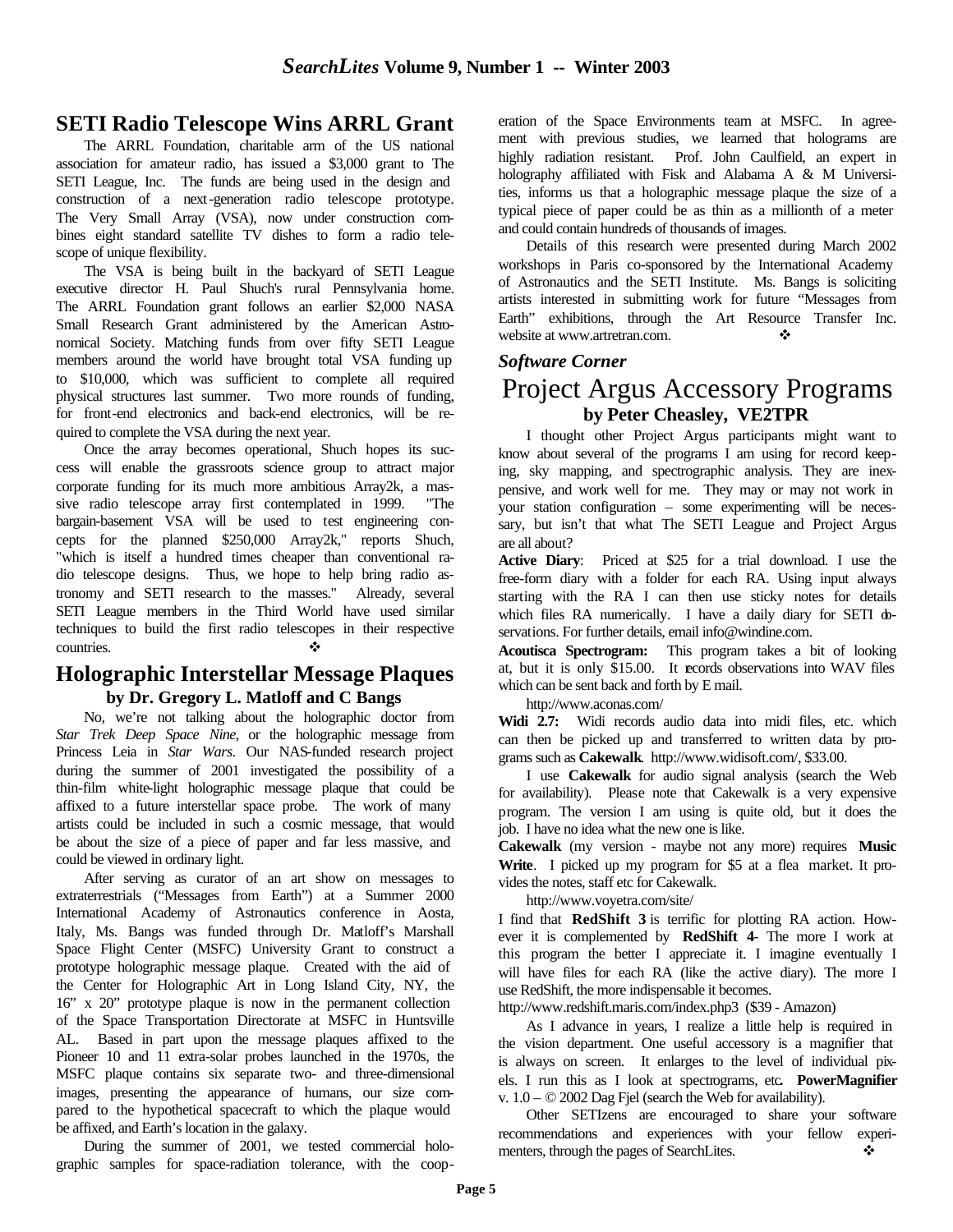## SETI Radio Telescope Wins ARRL Grant

The ARRL Foundation, charitable arm of the US national association for amateur radio, has issued a $3,000 grant to The SETI League, Inc. The funds are being used in the design and construction of a next-generation radio telescope prototype. The Very Small Array (VSA), now under construction combines eight standard satellite TV dishes to form a radio telescope of unique flexibility.

The VSA is being built in the backyard of SETI League executive director H. Paul Shuch's rural Pennsylvania home. The ARRL Foundation grant follows an earlier $2,000 NASA Small Research Grant administered by the American Astronomical Society. Matching funds from over fifty SETI League members around the world have brought total VSA funding up to $10,000, which was sufficient to complete all required physical structures last summer. Two more rounds of funding, for front-end electronics and back-end electronics, will be required to complete the VSA during the next year.

Once the array becomes operational, Shuch hopes its success will enable the grassroots science group to attract major corporate funding for its much more ambitious Array2k, a massive radio telescope array first contemplated in 1999. "The bargain-basement VSA will be used to test engineering concepts for the planned $250,000 Array2k," reports Shuch, "which is itself a hundred times cheaper than conventional radio telescope designs. Thus, we hope to help bring radio astronomy and SETI research to the masses." Already, several SETI League members in the Third World have used similar techniques to build the first radio telescopes in their respective countries. ❖

## Holographic Interstellar Message Plaques

**by Dr. Gregory L. Matloff and C Bangs**

No, we're not talking about the holographic doctor from *Star Trek Deep Space Nine*, or the holographic message from Princess Leia in *Star Wars*. Our NAS-funded research project during the summer of 2001 investigated the possibility of a thin-film white-light holographic message plaque that could be affixed to a future interstellar space probe. The work of many artists could be included in such a cosmic message, that would be about the size of a piece of paper and far less massive, and could be viewed in ordinary light.

After serving as curator of an art show on messages to extraterrestrials ("Messages from Earth") at a Summer 2000 International Academy of Astronautics conference in Aosta, Italy, Ms. Bangs was funded through Dr. Matloff's Marshall Space Flight Center (MSFC) University Grant to construct a prototype holographic message plaque. Created with the aid of the Center for Holographic Art in Long Island City, NY, the 16" x 20" prototype plaque is now in the permanent collection of the Space Transportation Directorate at MSFC in Huntsville AL. Based in part upon the message plaques affixed to the Pioneer 10 and 11 extra-solar probes launched in the 1970s, the MSFC plaque contains six separate two- and three-dimensional images, presenting the appearance of humans, our size compared to the hypothetical spacecraft to which the plaque would be affixed, and Earth's location in the galaxy.

During the summer of 2001, we tested commercial holographic samples for space-radiation tolerance, with the cooperation of the Space Environments team at MSFC. In agreement with previous studies, we learned that holograms are highly radiation resistant. Prof. John Caulfield, an expert in holography affiliated with Fisk and Alabama A & M Universities, informs us that a holographic message plaque the size of a typical piece of paper could be as thin as a millionth of a meter and could contain hundreds of thousands of images.

Details of this research were presented during March 2002 workshops in Paris co-sponsored by the International Academy of Astronautics and the SETI Institute. Ms. Bangs is soliciting artists interested in submitting work for future "Messages from Earth" exhibitions, through the Art Resource Transfer Inc. website at www.artretran.com. ❖

### *Software Corner*

# Project Argus Accessory Programs

**by Peter Cheasley, VE2TPR**

I thought other Project Argus participants might want to know about several of the programs I am using for record keeping, sky mapping, and spectrographic analysis. They are inexpensive, and work well for me. They may or may not work in your station configuration – some experimenting will be necessary, but isn't that what The SETI League and Project Argus are all about?

**Active Diary**: Priced at $25 for a trial download. I use the free-form diary with a folder for each RA. Using input always starting with the RA I can then use sticky notes for details which files RA numerically. I have a daily diary for SETI observations. For further details, email info@windine.com.

**Acoutisca Spectrogram:** This program takes a bit of looking at, but it is only $15.00. It records observations into WAV files which can be sent back and forth by E mail.

http://www.aconas.com/

**Widi 2.7:** Widi records audio data into midi files, etc. which can then be picked up and transferred to written data by programs such as **Cakewalk**. http://www.widisoft.com/, $33.00.

I use **Cakewalk** for audio signal analysis (search the Web for availability). Please note that Cakewalk is a very expensive program. The version I am using is quite old, but it does the job. I have no idea what the new one is like.

**Cakewalk** (my version - maybe not any more) requires **Music Write**. I picked up my program for $5 at a flea market. It provides the notes, staff etc for Cakewalk.

http://www.voyetra.com/site/

I find that **RedShift 3** is terrific for plotting RA action. However it is complemented by **RedShift 4**- The more I work at this program the better I appreciate it. I imagine eventually I will have files for each RA (like the active diary). The more I use RedShift, the more indispensable it becomes.

http://www.redshift.maris.com/index.php3 ($39 - Amazon)

As I advance in years, I realize a little help is required in the vision department. One useful accessory is a magnifier that is always on screen. It enlarges to the level of individual pixels. I run this as I look at spectrograms, etc. **PowerMagnifier** v. 1.0 – © 2002 Dag Fjel (search the Web for availability).

Other SETIzens are encouraged to share your software recommendations and experiences with your fellow experimenters, through the pages of SearchLites. ❖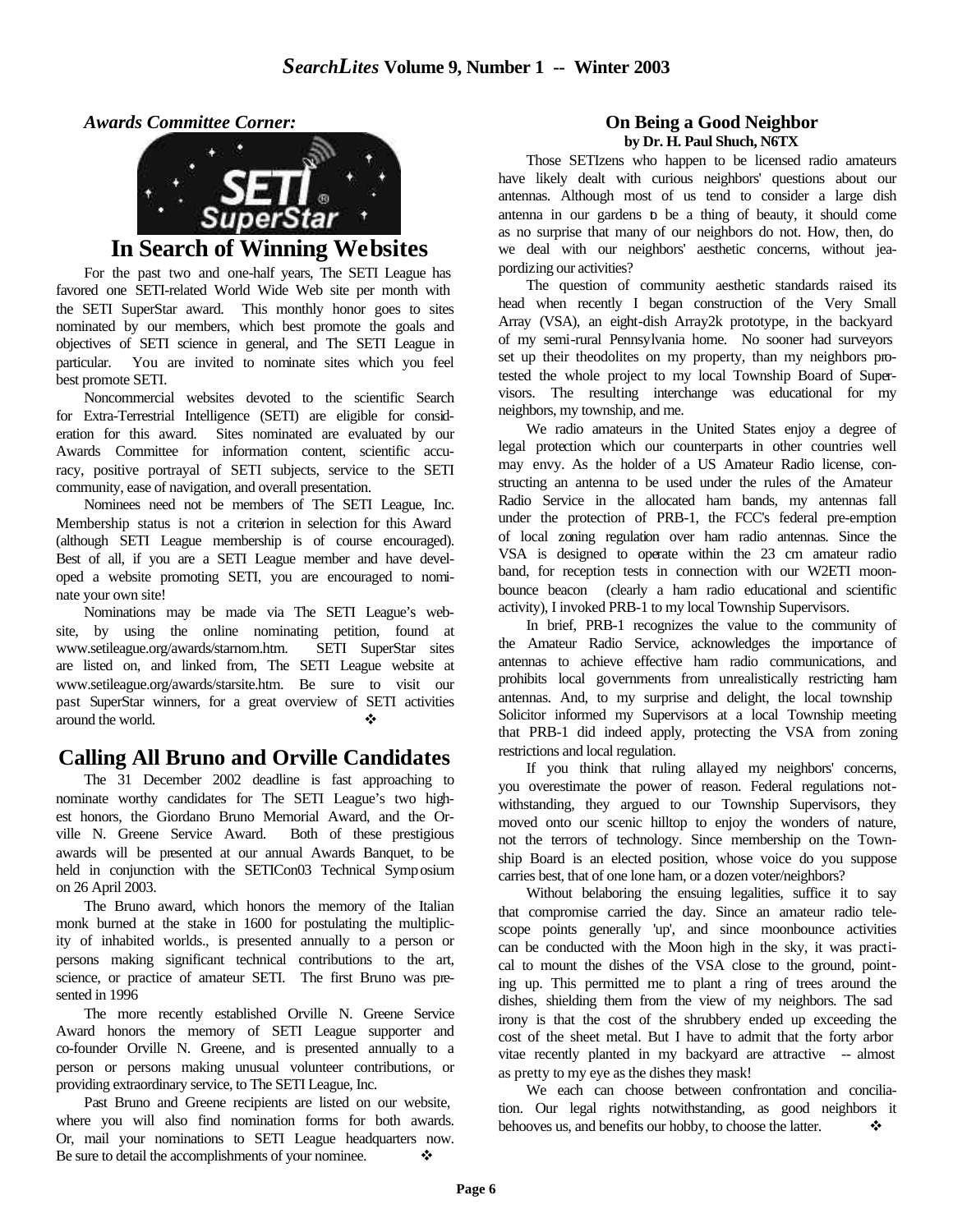*Awards Committee Corner:*

## In Search of Winning Websites

For the past two and one-half years, The SETI League has favored one SETI-related World Wide Web site per month with the SETI SuperStar award. This monthly honor goes to sites nominated by our members, which best promote the goals and objectives of SETI science in general, and The SETI League in particular. You are invited to nominate sites which you feel best promote SETI.

Noncommercial websites devoted to the scientific Search for Extra-Terrestrial Intelligence (SETI) are eligible for consideration for this award. Sites nominated are evaluated by our Awards Committee for information content, scientific accuracy, positive portrayal of SETI subjects, service to the SETI community, ease of navigation, and overall presentation.

Nominees need not be members of The SETI League, Inc. Membership status is not a criterion in selection for this Award (although SETI League membership is of course encouraged). Best of all, if you are a SETI League member and have developed a website promoting SETI, you are encouraged to nominate your own site!

Nominations may be made via The SETI League's website, by using the online nominating petition, found at www.setileague.org/awards/starnom.htm. SETI SuperStar sites are listed on, and linked from, The SETI League website at www.setileague.org/awards/starsite.htm. Be sure to visit our past SuperStar winners, for a great overview of SETI activities around the world. ❖

## Calling All Bruno and Orville Candidates

The 31 December 2002 deadline is fast approaching to nominate worthy candidates for The SETI League's two highest honors, the Giordano Bruno Memorial Award, and the Orville N. Greene Service Award. Both of these prestigious awards will be presented at our annual Awards Banquet, to be held in conjunction with the SETICon03 Technical Symposium on 26 April 2003.

The Bruno award, which honors the memory of the Italian monk burned at the stake in 1600 for postulating the multiplicity of inhabited worlds., is presented annually to a person or persons making significant technical contributions to the art, science, or practice of amateur SETI. The first Bruno was presented in 1996

The more recently established Orville N. Greene Service Award honors the memory of SETI League supporter and co-founder Orville N. Greene, and is presented annually to a person or persons making unusual volunteer contributions, or providing extraordinary service, to The SETI League, Inc.

Past Bruno and Greene recipients are listed on our website, where you will also find nomination forms for both awards. Or, mail your nominations to SETI League headquarters now. Be sure to detail the accomplishments of your nominee. ❖

## On Being a Good Neighbor

**by Dr. H. Paul Shuch, N6TX**

Those SETIzens who happen to be licensed radio amateurs have likely dealt with curious neighbors' questions about our antennas. Although most of us tend to consider a large dish antenna in our gardens to be a thing of beauty, it should come as no surprise that many of our neighbors do not. How, then, do we deal with our neighbors' aesthetic concerns, without jeapordizing our activities?

The question of community aesthetic standards raised its head when recently I began construction of the Very Small Array (VSA), an eight-dish Array2k prototype, in the backyard of my semi-rural Pennsylvania home. No sooner had surveyors set up their theodolites on my property, than my neighbors protested the whole project to my local Township Board of Supervisors. The resulting interchange was educational for my neighbors, my township, and me.

We radio amateurs in the United States enjoy a degree of legal protection which our counterparts in other countries well may envy. As the holder of a US Amateur Radio license, constructing an antenna to be used under the rules of the Amateur Radio Service in the allocated ham bands, my antennas fall under the protection of PRB-1, the FCC's federal pre-emption of local zoning regulation over ham radio antennas. Since the VSA is designed to operate within the 23 cm amateur radio band, for reception tests in connection with our W2ETI moonbounce beacon (clearly a ham radio educational and scientific activity), I invoked PRB-1 to my local Township Supervisors.

In brief, PRB-1 recognizes the value to the community of the Amateur Radio Service, acknowledges the importance of antennas to achieve effective ham radio communications, and prohibits local governments from unrealistically restricting ham antennas. And, to my surprise and delight, the local township Solicitor informed my Supervisors at a local Township meeting that PRB-1 did indeed apply, protecting the VSA from zoning restrictions and local regulation.

If you think that ruling allayed my neighbors' concerns, you overestimate the power of reason. Federal regulations notwithstanding, they argued to our Township Supervisors, they moved onto our scenic hilltop to enjoy the wonders of nature, not the terrors of technology. Since membership on the Township Board is an elected position, whose voice do you suppose carries best, that of one lone ham, or a dozen voter/neighbors?

Without belaboring the ensuing legalities, suffice it to say that compromise carried the day. Since an amateur radio telescope points generally 'up', and since moonbounce activities can be conducted with the Moon high in the sky, it was practical to mount the dishes of the VSA close to the ground, pointing up. This permitted me to plant a ring of trees around the dishes, shielding them from the view of my neighbors. The sad irony is that the cost of the shrubbery ended up exceeding the cost of the sheet metal. But I have to admit that the forty arbor vitae recently planted in my backyard are attractive -- almost as pretty to my eye as the dishes they mask!

We each can choose between confrontation and conciliation. Our legal rights notwithstanding, as good neighbors it behooves us, and benefits our hobby, to choose the latter. ❖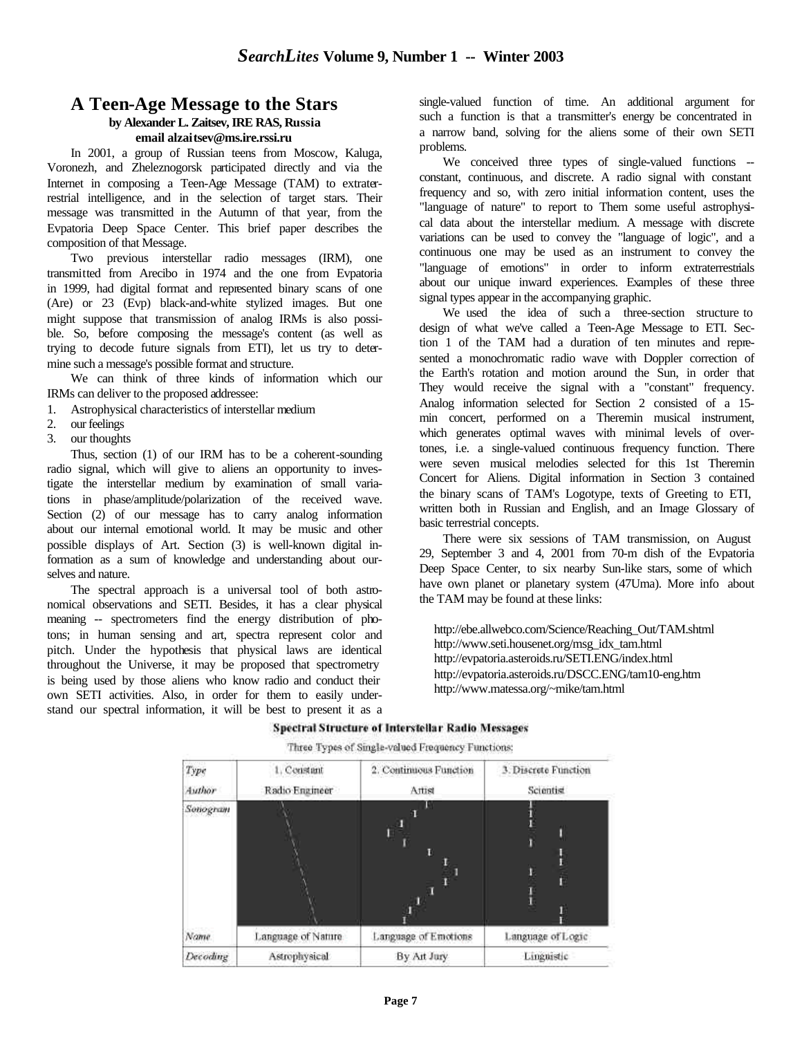## A Teen-Age Message to the Stars

**by Alexander L. Zaitsev, IRE RAS, Russia**
**email alzaitsev@ms.ire.rssi.ru**

In 2001, a group of Russian teens from Moscow, Kaluga, Voronezh, and Zheleznogorsk participated directly and via the Internet in composing a Teen-Age Message (TAM) to extraterrestrial intelligence, and in the selection of target stars. Their message was transmitted in the Autumn of that year, from the Evpatoria Deep Space Center. This brief paper describes the composition of that Message.

Two previous interstellar radio messages (IRM), one transmitted from Arecibo in 1974 and the one from Evpatoria in 1999, had digital format and represented binary scans of one (Are) or 23 (Evp) black-and-white stylized images. But one might suppose that transmission of analog IRMs is also possible. So, before composing the message's content (as well as trying to decode future signals from ETI), let us try to determine such a message's possible format and structure.

We can think of three kinds of information which our IRMs can deliver to the proposed addressee:

1. Astrophysical characteristics of interstellar medium
2. our feelings
3. our thoughts

Thus, section (1) of our IRM has to be a coherent-sounding radio signal, which will give to aliens an opportunity to investigate the interstellar medium by examination of small variations in phase/amplitude/polarization of the received wave. Section (2) of our message has to carry analog information about our internal emotional world. It may be music and other possible displays of Art. Section (3) is well-known digital information as a sum of knowledge and understanding about ourselves and nature.

The spectral approach is a universal tool of both astronomical observations and SETI. Besides, it has a clear physical meaning -- spectrometers find the energy distribution of photons; in human sensing and art, spectra represent color and pitch. Under the hypothesis that physical laws are identical throughout the Universe, it may be proposed that spectrometry is being used by those aliens who know radio and conduct their own SETI activities. Also, in order for them to easily understand our spectral information, it will be best to present it as a single-valued function of time. An additional argument for such a function is that a transmitter's energy be concentrated in a narrow band, solving for the aliens some of their own SETI problems.

We conceived three types of single-valued functions -- constant, continuous, and discrete. A radio signal with constant frequency and so, with zero initial information content, uses the "language of nature" to report to Them some useful astrophysical data about the interstellar medium. A message with discrete variations can be used to convey the "language of logic", and a continuous one may be used as an instrument to convey the "language of emotions" in order to inform extraterrestrials about our unique inward experiences. Examples of these three signal types appear in the accompanying graphic.

We used the idea of such a three-section structure to design of what we've called a Teen-Age Message to ETI. Section 1 of the TAM had a duration of ten minutes and represented a monochromatic radio wave with Doppler correction of the Earth's rotation and motion around the Sun, in order that They would receive the signal with a "constant" frequency. Analog information selected for Section 2 consisted of a 15-min concert, performed on a Theremin musical instrument, which generates optimal waves with minimal levels of overtones, i.e. a single-valued continuous frequency function. There were seven musical melodies selected for this 1st Theremin Concert for Aliens. Digital information in Section 3 contained the binary scans of TAM's Logotype, texts of Greeting to ETI, written both in Russian and English, and an Image Glossary of basic terrestrial concepts.

There were six sessions of TAM transmission, on August 29, September 3 and 4, 2001 from 70-m dish of the Evpatoria Deep Space Center, to six nearby Sun-like stars, some of which have own planet or planetary system (47Uma). More info about the TAM may be found at these links:

http://ebe.allwebco.com/Science/Reaching_Out/TAM.shtml
http://www.seti.housenet.org/msg_idx_tam.html
http://evpatoria.asteroids.ru/SETI.ENG/index.html
http://evpatoria.asteroids.ru/DSCC.ENG/tam10-eng.htm
http://www.matessa.org/~mike/tam.html

**Spectral Structure of Interstellar Radio Messages**

Three Types of Single-valued Frequency Functions:

| Type | 1. Constant | 2. Continuous Function | 3. Discrete Function |
|---|---|---|---|
| Author | Radio Engineer | Artist | Scientist |
| Sonogram | | | |
| Name | Language of Nature | Language of Emotions | Language of Logic |
| Decoding | Astrophysical | By Art Jury | Linguistic |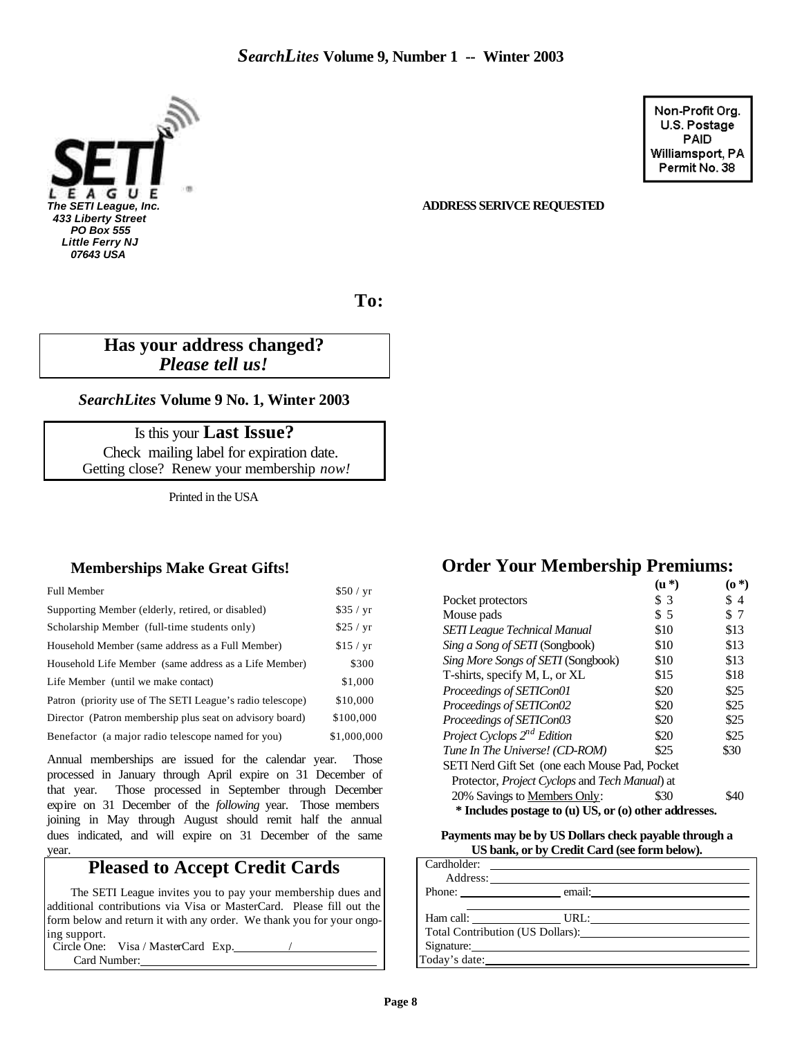The SETI League, Inc.
433 Liberty Street
PO Box 555
Little Ferry NJ
07643 USA

Non-Profit Org.
U.S. Postage
PAID
Williamsport, PA
Permit No. 38

ADDRESS SERIVCE REQUESTED

**To:**

## Has your address changed?
## *Please tell us!*

***SearchLites* Volume 9 No. 1, Winter 2003**

Is this your **Last Issue?**
Check mailing label for expiration date.
Getting close? Renew your membership *now!*

Printed in the USA

### Memberships Make Great Gifts!

| | |
|---|---|
| Full Member | $50 / yr |
| Supporting Member (elderly, retired, or disabled) | $35 / yr |
| Scholarship Member (full-time students only) | $25 / yr |
| Household Member (same address as a Full Member) | $15 / yr |
| Household Life Member (same address as a Life Member) | $300 |
| Life Member (until we make contact) | $1,000 |
| Patron (priority use of The SETI League's radio telescope) | $10,000 |
| Director (Patron membership plus seat on advisory board) | $100,000 |
| Benefactor (a major radio telescope named for you) | $1,000,000 |

Annual memberships are issued for the calendar year. Those processed in January through April expire on 31 December of that year. Those processed in September through December expire on 31 December of the *following* year. Those members joining in May through August should remit half the annual dues indicated, and will expire on 31 December of the same year.

## Pleased to Accept Credit Cards

The SETI League invites you to pay your membership dues and additional contributions via Visa or MasterCard. Please fill out the form below and return it with any order. We thank you for your ongoing support.

Circle One: Visa / MasterCard Exp.\_\_\_\_\_\_\_\_\_\_/\_\_\_\_\_\_\_\_\_\_

Card Number:\_\_\_\_\_\_\_\_\_\_\_\_\_\_\_\_\_\_\_\_\_\_\_\_\_\_\_\_\_\_\_\_

## Order Your Membership Premiums:

| | (u *) | (o *) |
|---|---|---|
| Pocket protectors | $ 3 | $ 4 |
| Mouse pads | $ 5 | $ 7 |
| *SETI League Technical Manual* | $10 | $13 |
| *Sing a Song of SETI* (Songbook) | $10 | $13 |
| *Sing More Songs of SETI* (Songbook) | $10 | $13 |
| T-shirts, specify M, L, or XL | $15 | $18 |
| *Proceedings of SETICon01* | $20 | $25 |
| *Proceedings of SETICon02* | $20 | $25 |
| *Proceedings of SETICon03* | $20 | $25 |
| *Project Cyclops 2nd Edition* | $20 | $25 |
| *Tune In The Universe! (CD-ROM)* | $25 | $30 |
| SETI Nerd Gift Set (one each Mouse Pad, Pocket Protector, *Project Cyclops* and *Tech Manual*) at 20% Savings to Members Only: | $30 | $40 |

**\* Includes postage to (u) US, or (o) other addresses.**

**Payments may be by US Dollars check payable through a US bank, or by Credit Card (see form below).**

Cardholder: \_\_\_\_\_\_\_\_\_\_\_\_\_\_\_\_\_\_\_\_\_\_\_\_\_\_\_\_\_\_

Address: \_\_\_\_\_\_\_\_\_\_\_\_\_\_\_\_\_\_\_\_\_\_\_\_\_\_\_\_\_\_

Phone: \_\_\_\_\_\_\_\_\_\_\_\_ email: \_\_\_\_\_\_\_\_\_\_\_\_\_\_\_\_

Ham call: \_\_\_\_\_\_\_\_\_\_\_\_ URL: \_\_\_\_\_\_\_\_\_\_\_\_\_\_\_\_

Total Contribution (US Dollars): \_\_\_\_\_\_\_\_\_\_\_\_\_\_\_\_

Signature: \_\_\_\_\_\_\_\_\_\_\_\_\_\_\_\_\_\_\_\_\_\_\_\_\_\_\_\_\_\_

Today's date: \_\_\_\_\_\_\_\_\_\_\_\_\_\_\_\_\_\_\_\_\_\_\_\_\_\_\_\_